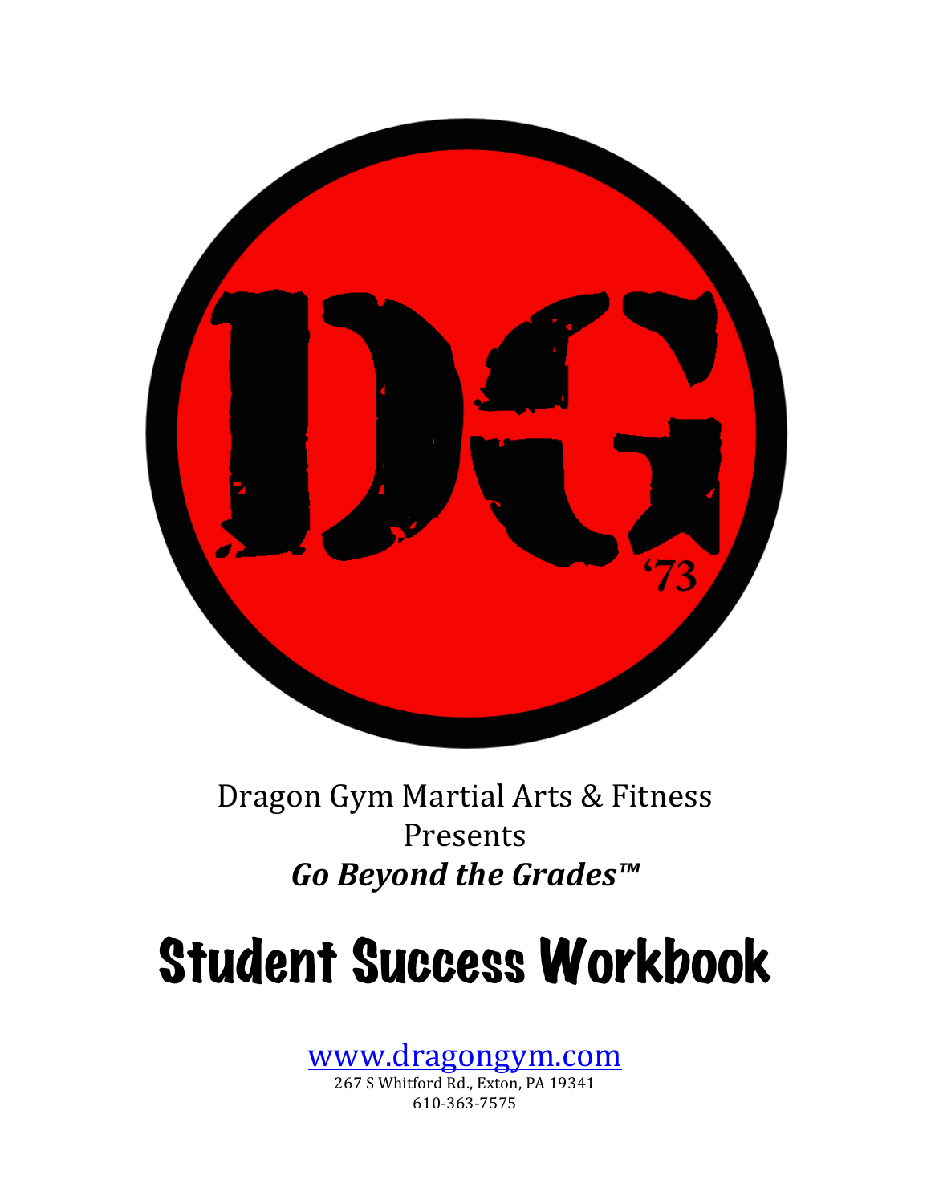Dragon Gym Martial Arts & Fitness
Presents
***Go Beyond the Grades™***

# Student Success Workbook

[www.dragongym.com](http://www.dragongym.com)
267 S Whitford Rd., Exton, PA 19341
610-363-7575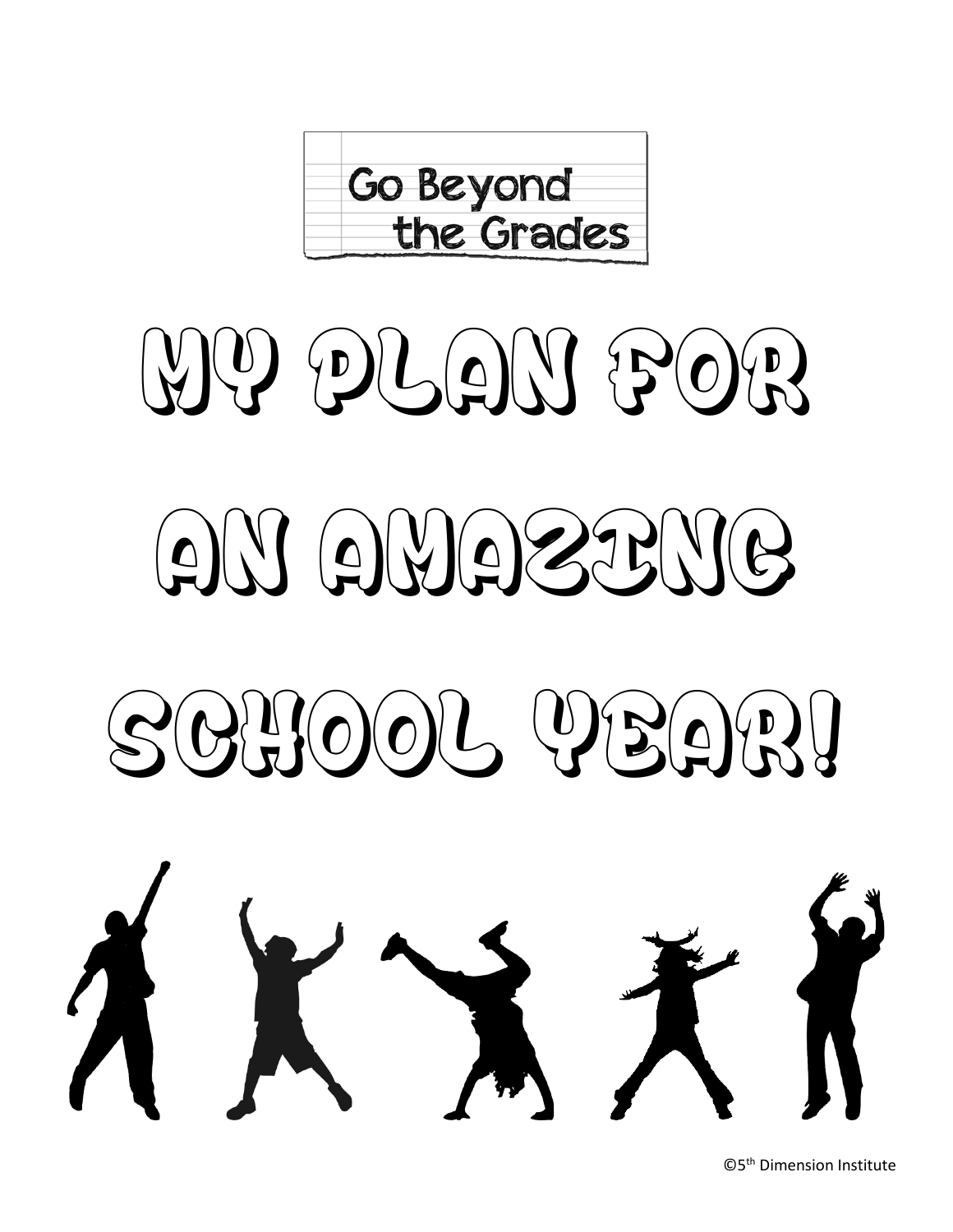Go Beyond the Grades

# MY PLAN FOR AN AMAZING SCHOOL YEAR!

©5[th] Dimension Institute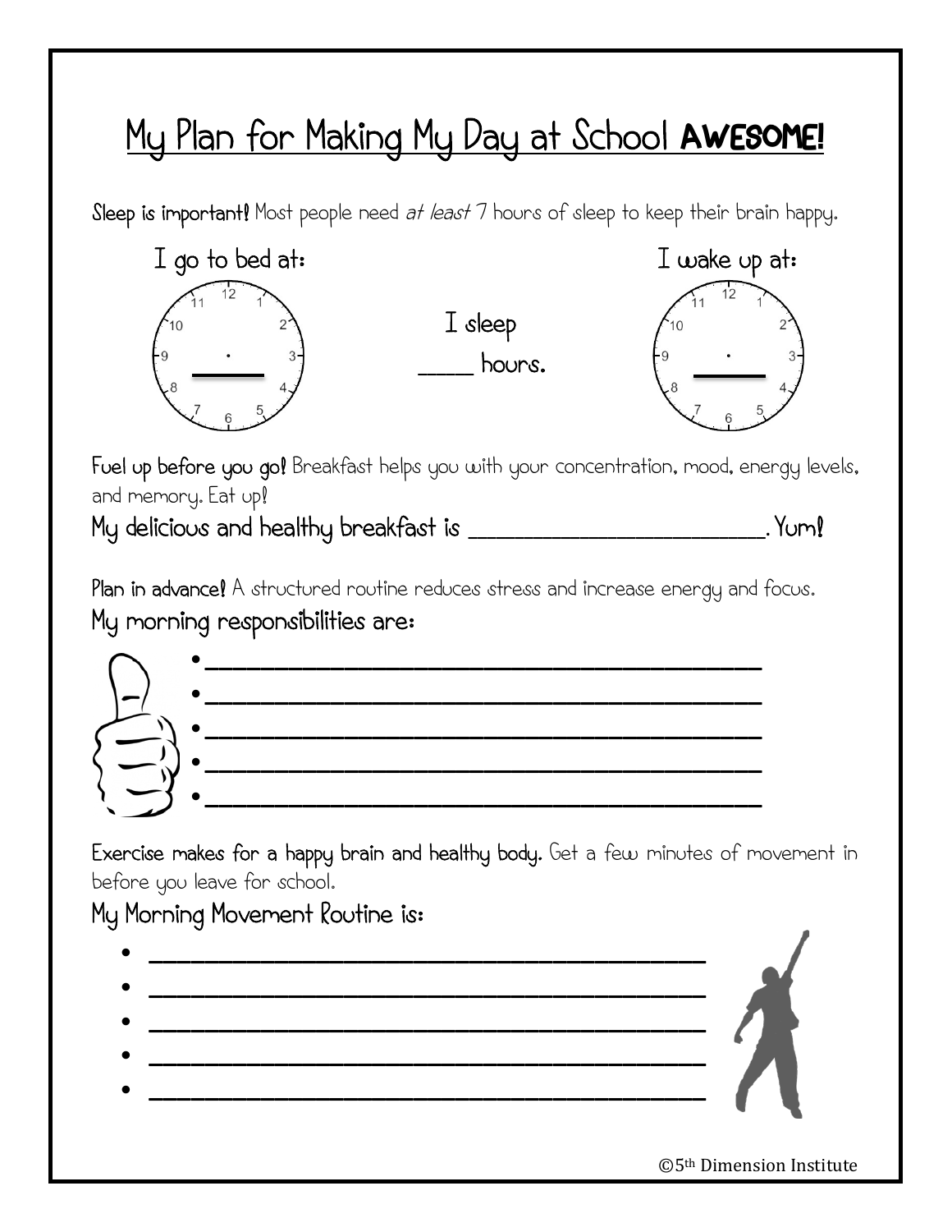# My Plan for Making My Day at School **AWESOME!**

**Sleep is important!** Most people need *at least* 7 hours of sleep to keep their brain happy.

I go to bed at: ______

I sleep _____ hours.

I wake up at: ______

**Fuel up before you go!** Breakfast helps you with your concentration, mood, energy levels, and memory. Eat up!

My delicious and healthy breakfast is ___________________________. Yum!

**Plan in advance!** A structured routine reduces stress and increase energy and focus.

My morning responsibilities are:

- ______________________________________________
- ______________________________________________
- ______________________________________________
- ______________________________________________
- ______________________________________________

**Exercise makes for a happy brain and healthy body.** Get a few minutes of movement in before you leave for school.

My Morning Movement Routine is:

- ______________________________________________
- ______________________________________________
- ______________________________________________
- ______________________________________________
- ______________________________________________

©5th Dimension Institute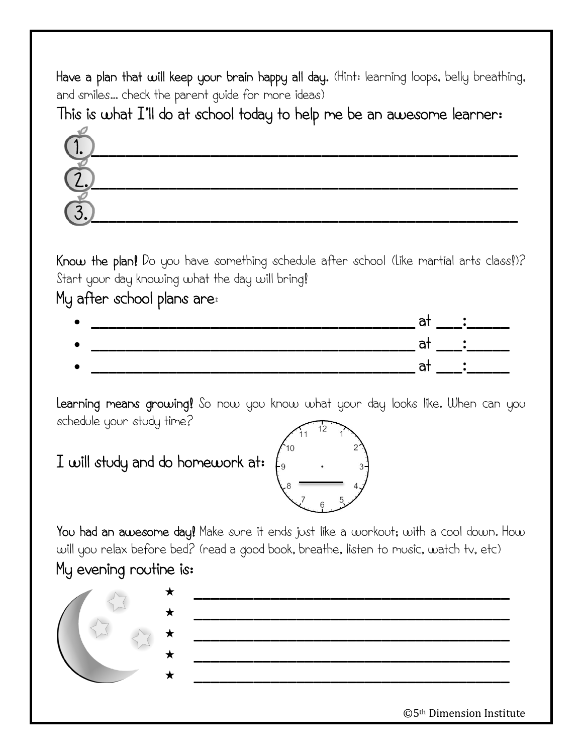**Have a plan that will keep your brain happy all day.** (Hint: learning loops, belly breathing, and smiles… check the parent guide for more ideas)

## This is what I'll do at school today to help me be an awesome learner:

1. ________________________________________________
2. ________________________________________________
3. ________________________________________________

**Know the plan!** Do you have something schedule after school (Like martial arts class!)? Start your day knowing what the day will bring!

## My after school plans are:

- ________________________________ at ___:_____
- ________________________________ at ___:_____
- ________________________________ at ___:_____

**Learning means growing!** So now you know what your day looks like. When can you schedule your study time?

## I will study and do homework at:

**You had an awesome day!** Make sure it ends just like a workout; with a cool down. How will you relax before bed? (read a good book, breathe, listen to music, watch tv, etc)

## My evening routine is:

★ ________________________________

★ ________________________________

★ ________________________________

★ ________________________________

★ ________________________________

©5th Dimension Institute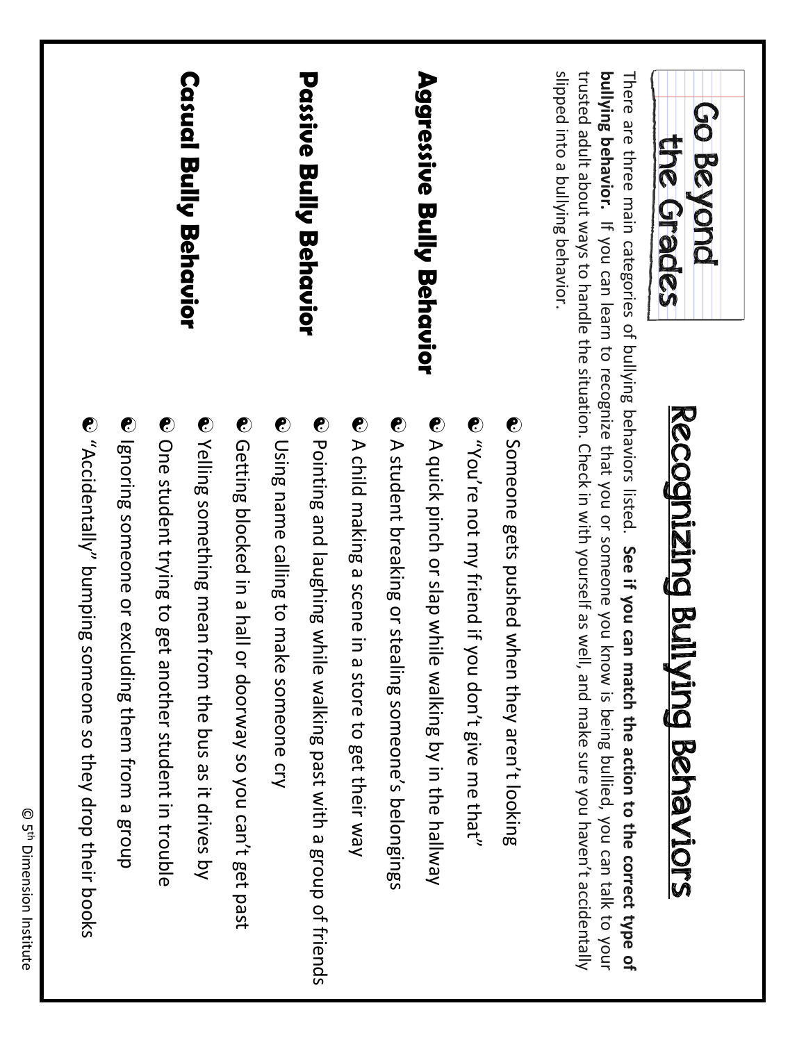Go Beyond the Grades

# Recognizing Bullying Behaviors

There are three main categories of bullying behaviors listed. **See if you can match the action to the correct type of bullying behavior.** If you can learn to recognize that you or someone you know is being bullied, you can talk to your trusted adult about ways to handle the situation. Check in with yourself as well, and make sure you haven't accidentally slipped into a bullying behavior.

**Aggressive Bully Behavior**

**Passive Bully Behavior**

**Casual Bully Behavior**

- Someone gets pushed when they aren't looking
- "You're not my friend if you don't give me that"
- A quick pinch or slap while walking by in the hallway
- A student breaking or stealing someone's belongings
- A child making a scene in a store to get their way
- Pointing and laughing while walking past with a group of friends
- Using name calling to make someone cry
- Getting blocked in a hall or doorway so you can't get past
- Yelling something mean from the bus as it drives by
- One student trying to get another student in trouble
- Ignoring someone or excluding them from a group
- "Accidentally" bumping someone so they drop their books

© 5th Dimension Institute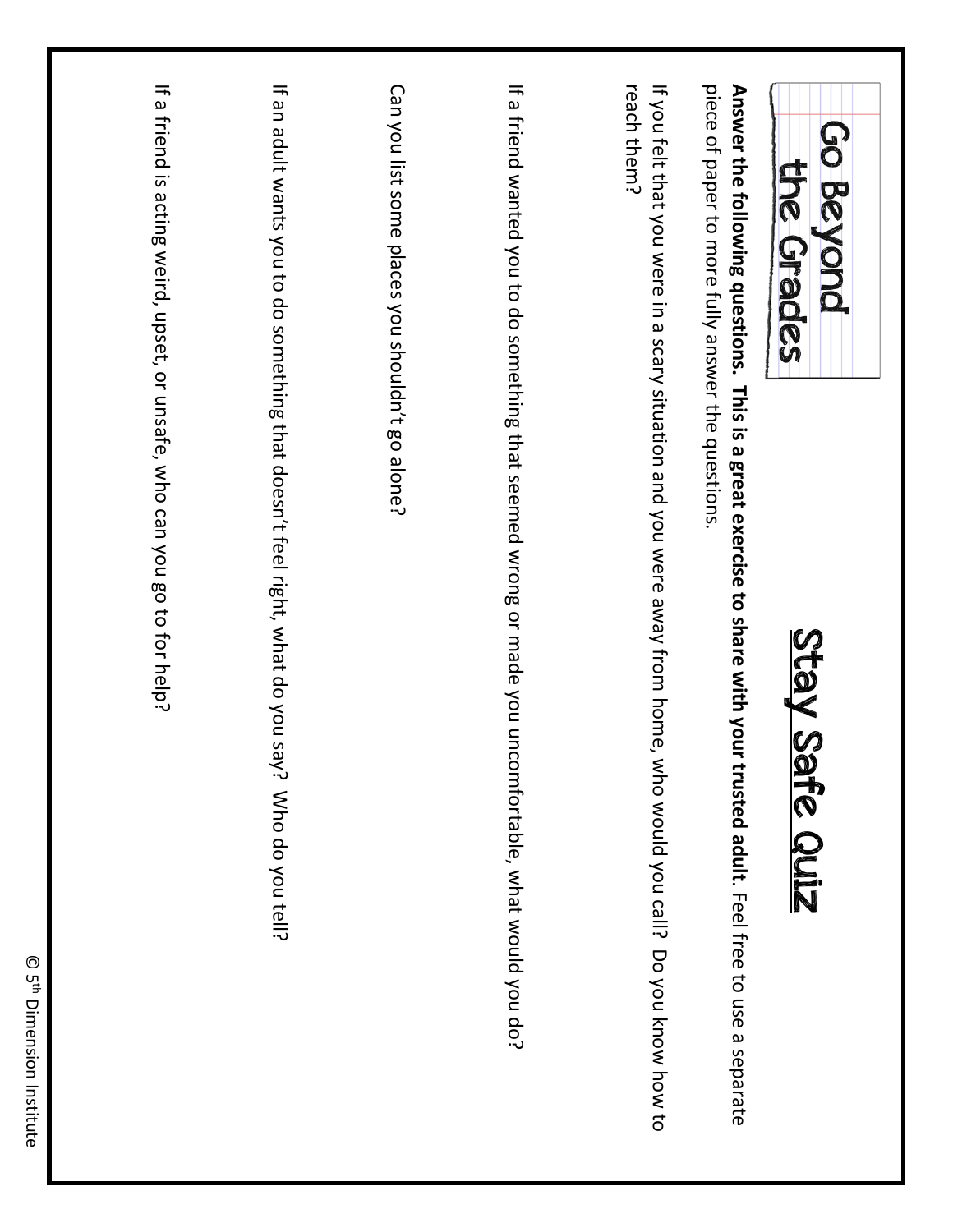Go Beyond the Grades

# Stay Safe Quiz

**Answer the following questions. This is a great exercise to share with your trusted adult.** Feel free to use a separate piece of paper to more fully answer the questions.

If you felt that you were in a scary situation and you were away from home, who would you call? Do you know how to reach them?

If a friend wanted you to do something that seemed wrong or made you uncomfortable, what would you do?

Can you list some places you shouldn't go alone?

If an adult wants you to do something that doesn't feel right, what do you say? Who do you tell?

If a friend is acting weird, upset, or unsafe, who can you go to for help?

© 5th Dimension Institute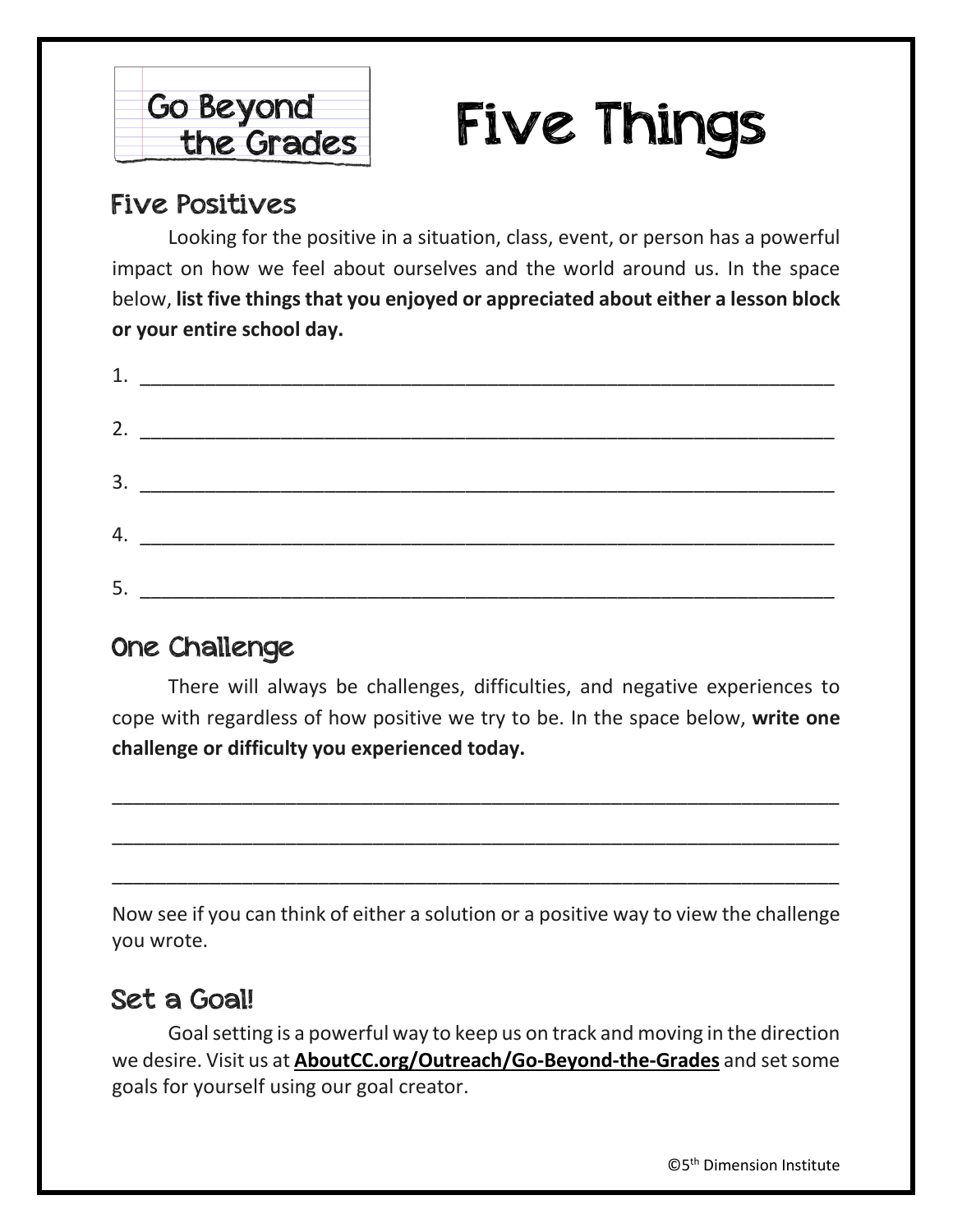Go Beyond the Grades

# Five Things

## Five Positives

Looking for the positive in a situation, class, event, or person has a powerful impact on how we feel about ourselves and the world around us. In the space below, **list five things that you enjoyed or appreciated about either a lesson block or your entire school day.**

1. ________________________________________________________________

2. ________________________________________________________________

3. ________________________________________________________________

4. ________________________________________________________________

5. ________________________________________________________________

## One Challenge

There will always be challenges, difficulties, and negative experiences to cope with regardless of how positive we try to be. In the space below, **write one challenge or difficulty you experienced today.**

__________________________________________________________________

__________________________________________________________________

__________________________________________________________________

Now see if you can think of either a solution or a positive way to view the challenge you wrote.

## Set a Goal!

Goal setting is a powerful way to keep us on track and moving in the direction we desire. Visit us at **AboutCC.org/Outreach/Go-Beyond-the-Grades** and set some goals for yourself using our goal creator.

©5th Dimension Institute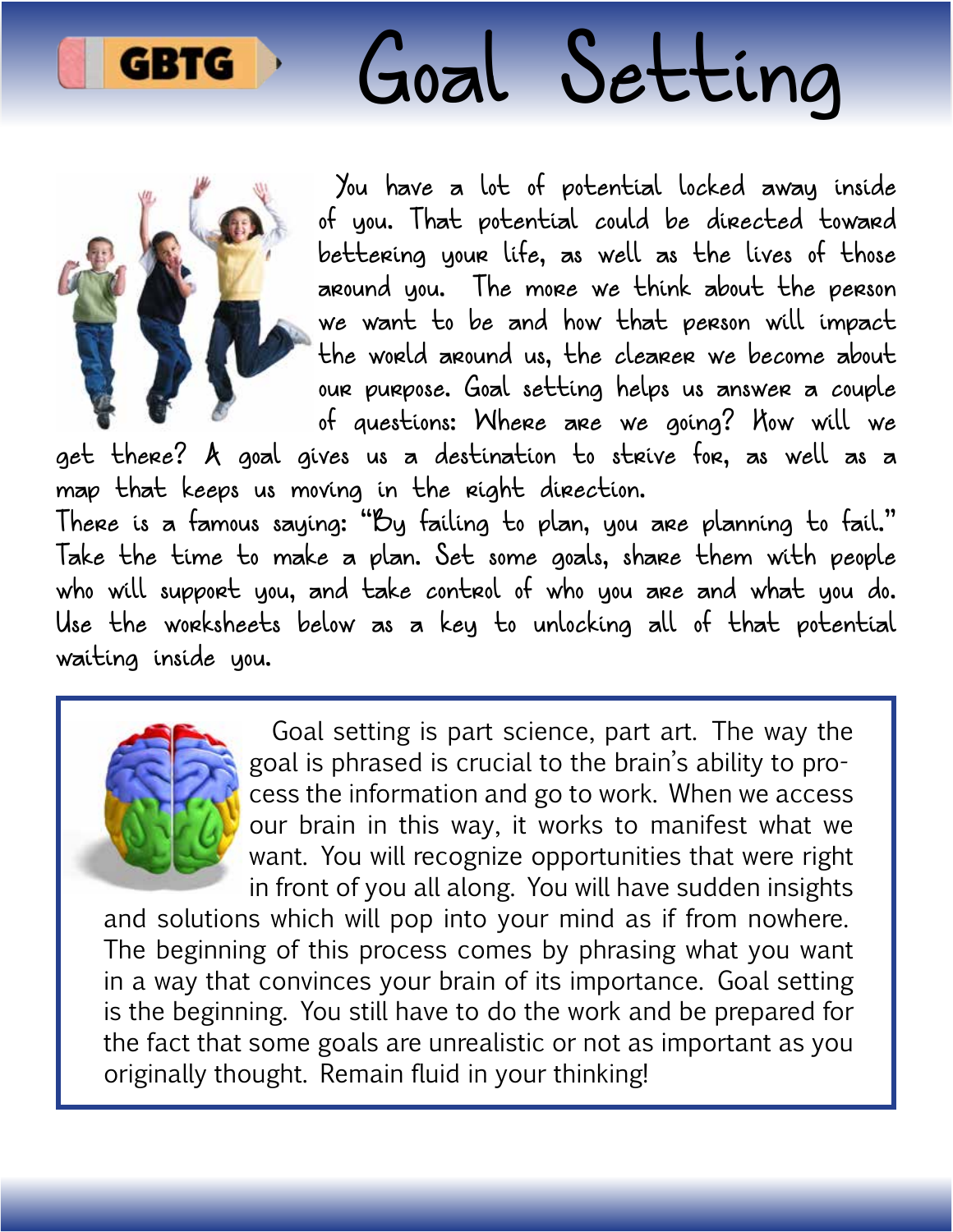GBTG

# Goal Setting

You have a lot of potential locked away inside of you. That potential could be directed toward bettering your life, as well as the lives of those around you. The more we think about the person we want to be and how that person will impact the world around us, the clearer we become about our purpose. Goal setting helps us answer a couple of questions: Where are we going? How will we get there? A goal gives us a destination to strive for, as well as a map that keeps us moving in the right direction.

There is a famous saying: "By failing to plan, you are planning to fail." Take the time to make a plan. Set some goals, share them with people who will support you, and take control of who you are and what you do. Use the worksheets below as a key to unlocking all of that potential waiting inside you.

Goal setting is part science, part art. The way the goal is phrased is crucial to the brain's ability to process the information and go to work. When we access our brain in this way, it works to manifest what we want. You will recognize opportunities that were right in front of you all along. You will have sudden insights and solutions which will pop into your mind as if from nowhere. The beginning of this process comes by phrasing what you want in a way that convinces your brain of its importance. Goal setting is the beginning. You still have to do the work and be prepared for the fact that some goals are unrealistic or not as important as you originally thought. Remain fluid in your thinking!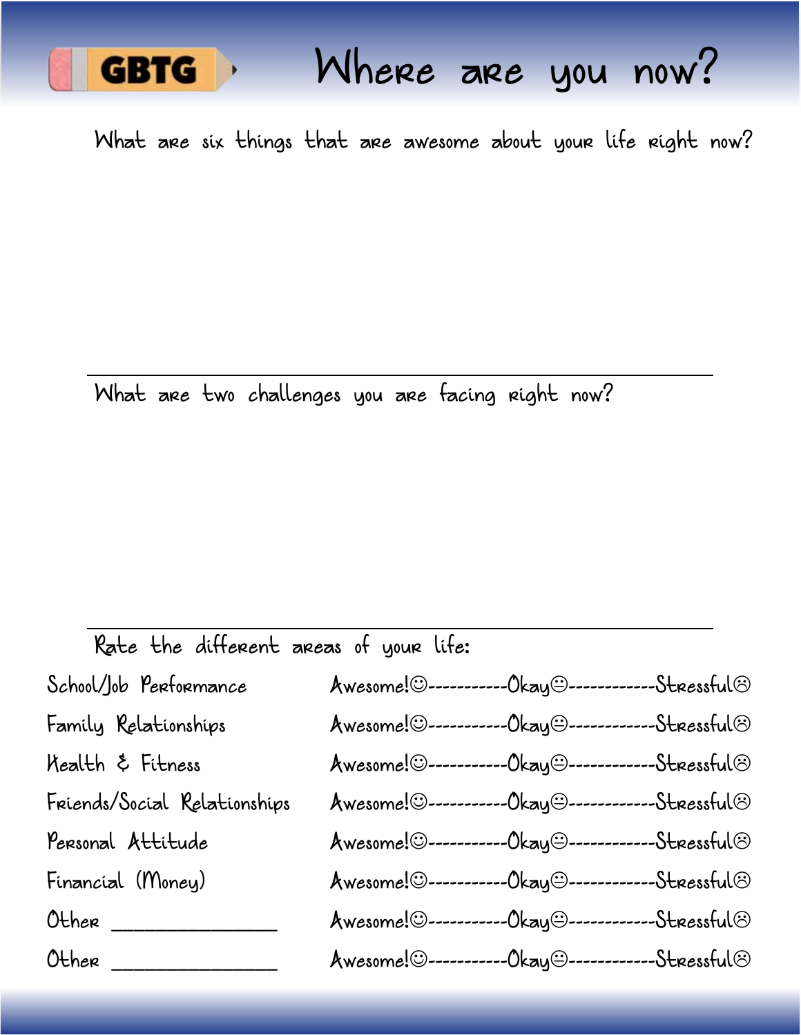GBTG

# Where are you now?

What are six things that are awesome about your life right now?

---

What are two challenges you are facing right now?

---

Rate the different areas of your life:

| | |
|---|---|
| School/Job Performance | Awesome!☺-----------Okay😐------------Stressful☹ |
| Family Relationships | Awesome!☺-----------Okay😐------------Stressful☹ |
| Health & Fitness | Awesome!☺-----------Okay😐------------Stressful☹ |
| Friends/Social Relationships | Awesome!☺-----------Okay😐------------Stressful☹ |
| Personal Attitude | Awesome!☺-----------Okay😐------------Stressful☹ |
| Financial (Money) | Awesome!☺-----------Okay😐------------Stressful☹ |
| Other _______________ | Awesome!☺-----------Okay😐------------Stressful☹ |
| Other _______________ | Awesome!☺-----------Okay😐------------Stressful☹ |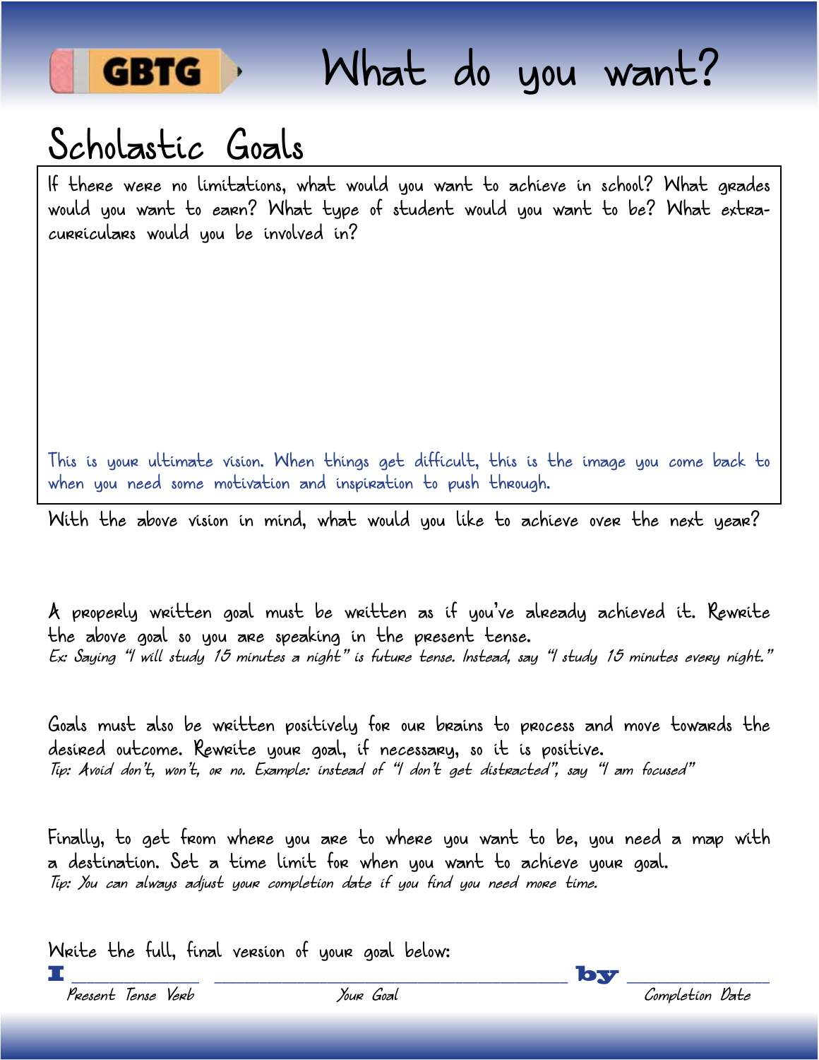# What do you want?

## Scholastic Goals

If there were no limitations, what would you want to achieve in school? What grades would you want to earn? What type of student would you want to be? What extra-curriculars would you be involved in?

This is your ultimate vision. When things get difficult, this is the image you come back to when you need some motivation and inspiration to push through.

With the above vision in mind, what would you like to achieve over the next year?

A properly written goal must be written as if you've already achieved it. Rewrite the above goal so you are speaking in the present tense.

*Ex: Saying "I will study 15 minutes a night" is future tense. Instead, say "I study 15 minutes every night."*

Goals must also be written positively for our brains to process and move towards the desired outcome. Rewrite your goal, if necessary, so it is positive.

*Tip: Avoid don't, won't, or no. Example: instead of "I don't get distracted", say "I am focused"*

Finally, to get from where you are to where you want to be, you need a map with a destination. Set a time limit for when you want to achieve your goal.

*Tip: You can always adjust your completion date if you find you need more time.*

Write the full, final version of your goal below:

**I** ____________ ______________________________ **by** ____________

Present Tense Verb — Your Goal — Completion Date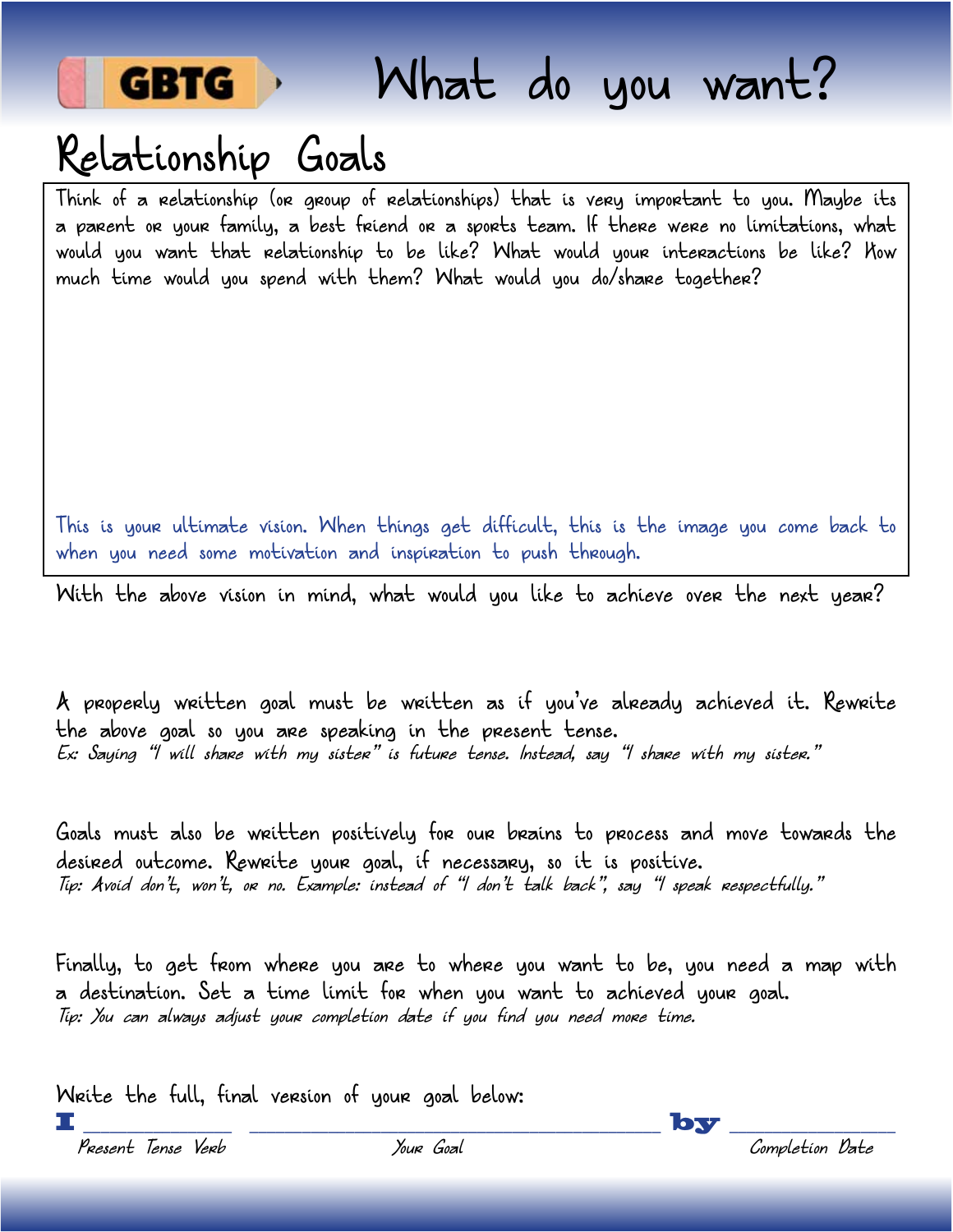GBTG

# What do you want?

## Relationship Goals

Think of a relationship (or group of relationships) that is very important to you. Maybe its a parent or your family, a best friend or a sports team. If there were no limitations, what would you want that relationship to be like? What would your interactions be like? How much time would you spend with them? What would you do/share together?

This is your ultimate vision. When things get difficult, this is the image you come back to when you need some motivation and inspiration to push through.

With the above vision in mind, what would you like to achieve over the next year?

A properly written goal must be written as if you've already achieved it. Rewrite the above goal so you are speaking in the present tense.

*Ex: Saying "I will share with my sister" is future tense. Instead, say "I share with my sister."*

Goals must also be written positively for our brains to process and move towards the desired outcome. Rewrite your goal, if necessary, so it is positive.

*Tip: Avoid don't, won't, or no. Example: instead of "I don't talk back", say "I speak respectfully."*

Finally, to get from where you are to where you want to be, you need a map with a destination. Set a time limit for when you want to achieved your goal.

*Tip: You can always adjust your completion date if you find you need more time.*

Write the full, final version of your goal below:

**I** ______________ ______________________________ **by** ______________

Present Tense Verb — Your Goal — Completion Date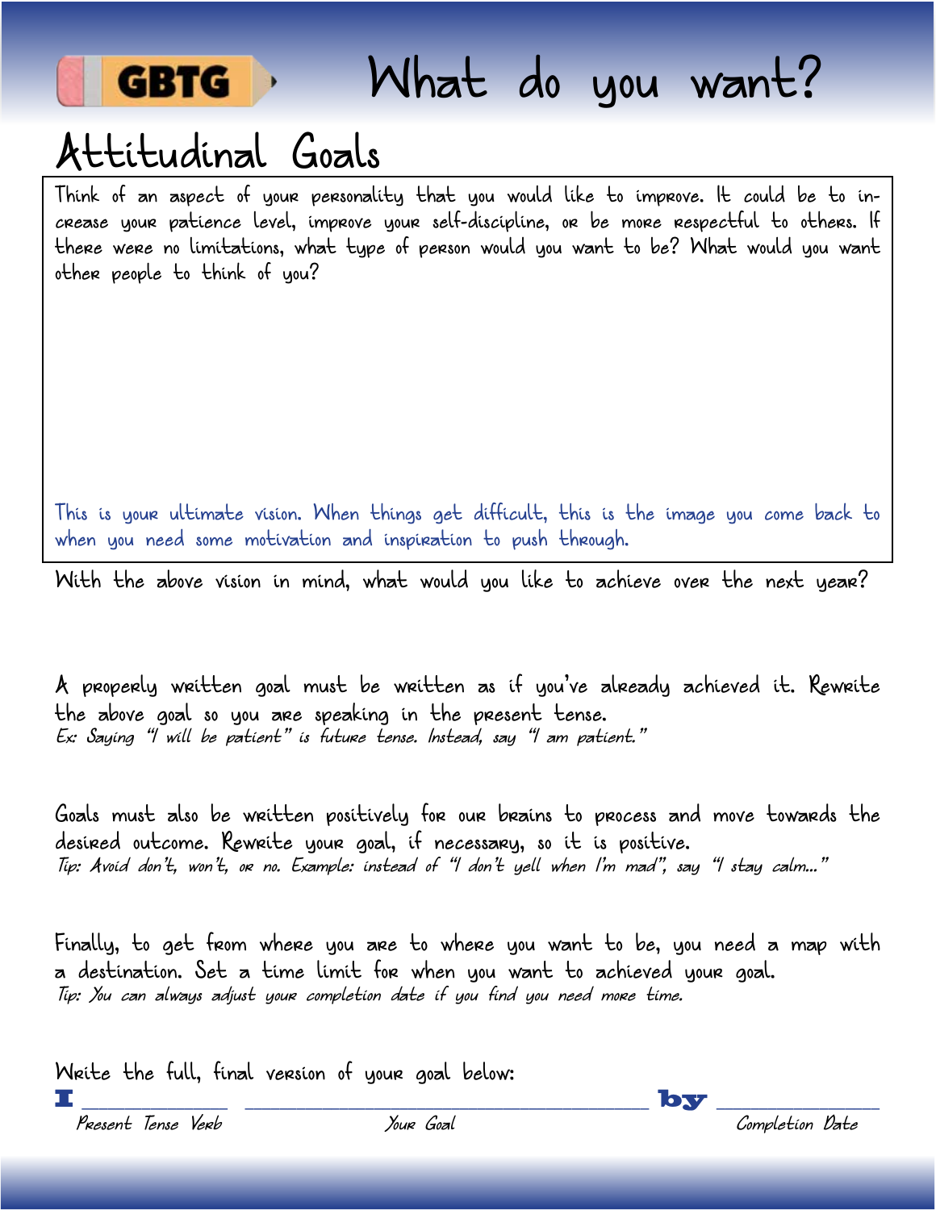# What do you want?

## Attitudinal Goals

Think of an aspect of your personality that you would like to improve. It could be to increase your patience level, improve your self-discipline, or be more respectful to others. If there were no limitations, what type of person would you want to be? What would you want other people to think of you?

This is your ultimate vision. When things get difficult, this is the image you come back to when you need some motivation and inspiration to push through.

With the above vision in mind, what would you like to achieve over the next year?

A properly written goal must be written as if you've already achieved it. Rewrite the above goal so you are speaking in the present tense.
*Ex: Saying "I will be patient" is future tense. Instead, say "I am patient."*

Goals must also be written positively for our brains to process and move towards the desired outcome. Rewrite your goal, if necessary, so it is positive.
*Tip: Avoid don't, won't, or no. Example: instead of "I don't yell when I'm mad", say "I stay calm..."*

Finally, to get from where you are to where you want to be, you need a map with a destination. Set a time limit for when you want to achieved your goal.
*Tip: You can always adjust your completion date if you find you need more time.*

Write the full, final version of your goal below:

**I** ____________ ________________________________ **by** ____________

Present Tense Verb — Your Goal — Completion Date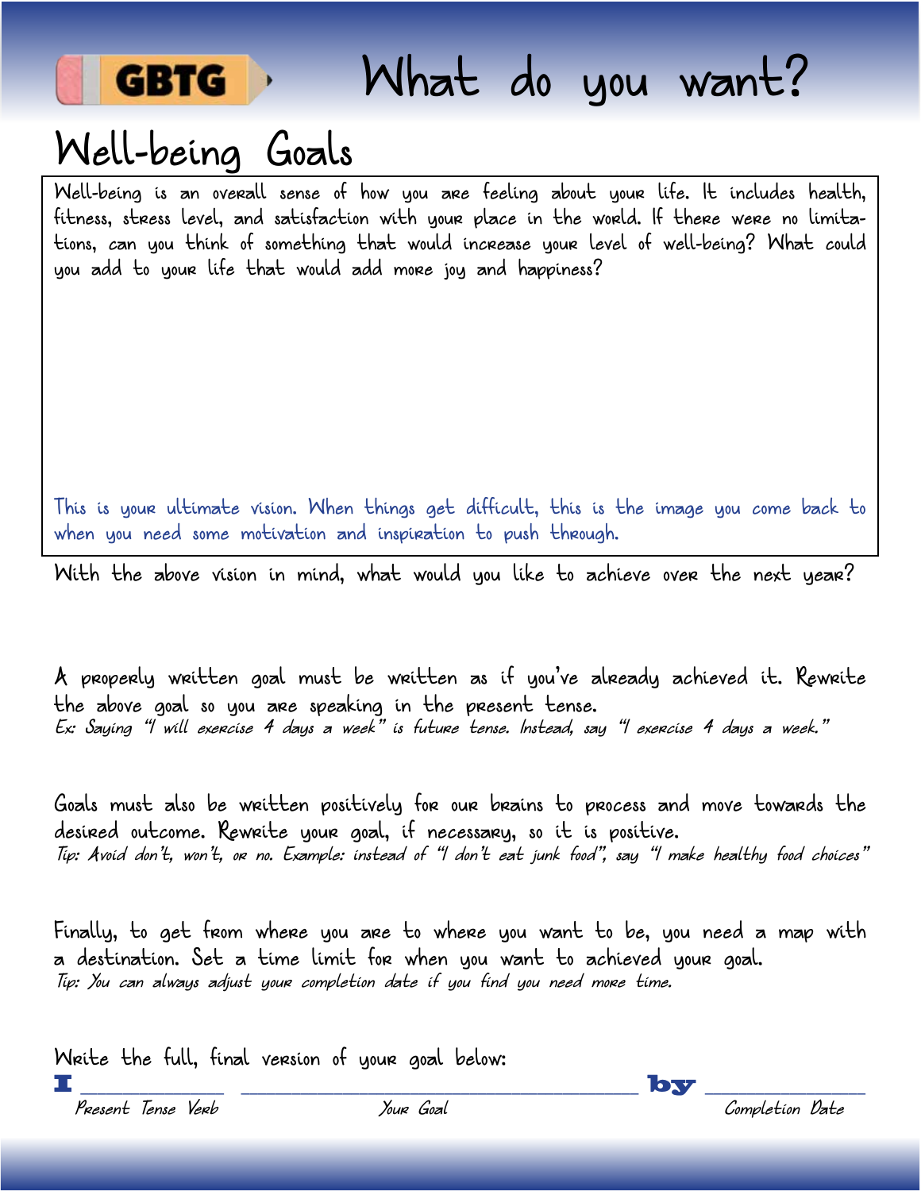GBTG

# What do you want?

## Well-being Goals

Well-being is an overall sense of how you are feeling about your life. It includes health, fitness, stress level, and satisfaction with your place in the world. If there were no limitations, can you think of something that would increase your level of well-being? What could you add to your life that would add more joy and happiness?

This is your ultimate vision. When things get difficult, this is the image you come back to when you need some motivation and inspiration to push through.

With the above vision in mind, what would you like to achieve over the next year?

A properly written goal must be written as if you've already achieved it. Rewrite the above goal so you are speaking in the present tense.
*Ex: Saying "I will exercise 4 days a week" is future tense. Instead, say "I exercise 4 days a week."*

Goals must also be written positively for our brains to process and move towards the desired outcome. Rewrite your goal, if necessary, so it is positive.
*Tip: Avoid don't, won't, or no. Example: instead of "I don't eat junk food", say "I make healthy food choices"*

Finally, to get from where you are to where you want to be, you need a map with a destination. Set a time limit for when you want to achieved your goal.
*Tip: You can always adjust your completion date if you find you need more time.*

Write the full, final version of your goal below:

**I** ____________ ______________________________ **by** ____________

*Present Tense Verb* *Your Goal* *Completion Date*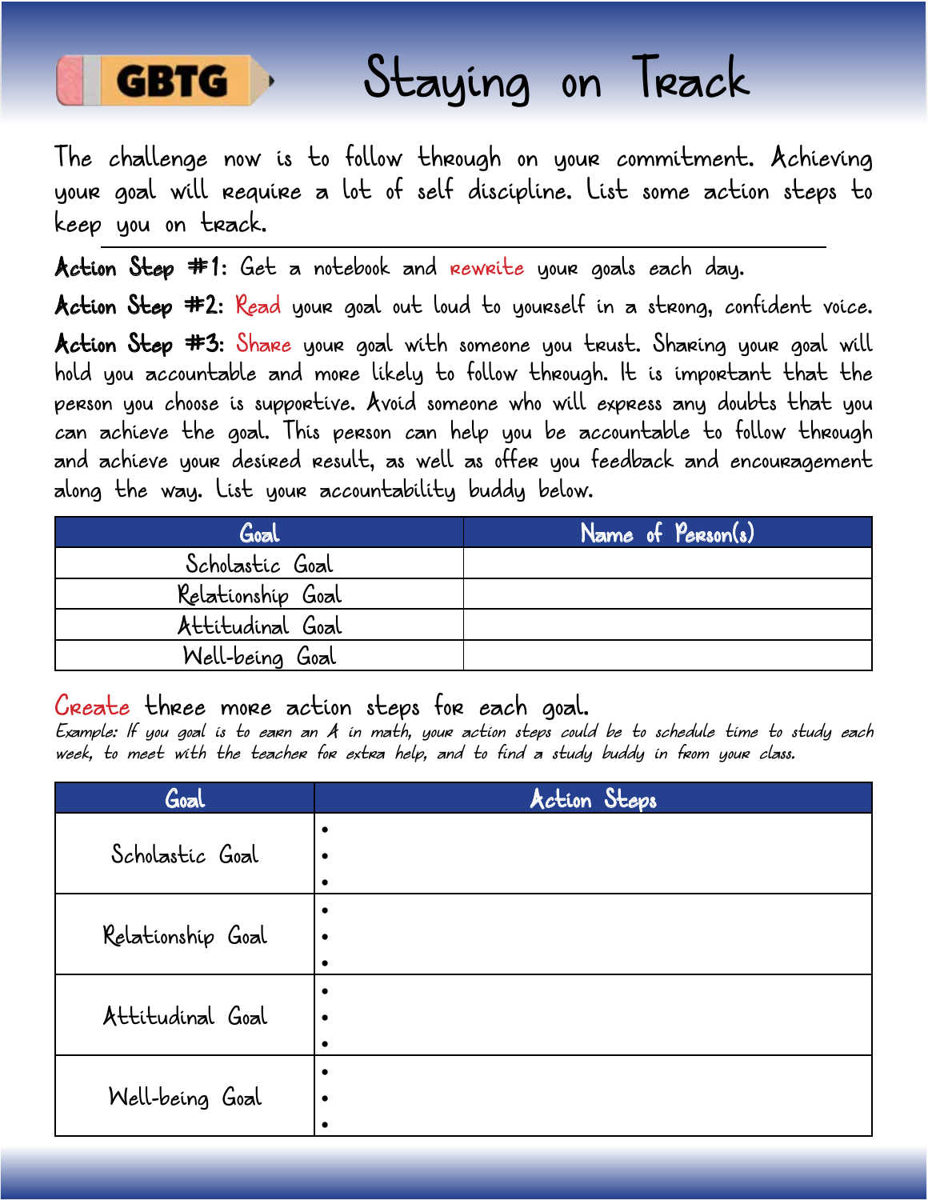GBTG

# Staying on Track

The challenge now is to follow through on your commitment. Achieving your goal will require a lot of self discipline. List some action steps to keep you on track.

**Action Step #1:** Get a notebook and rewrite your goals each day.

**Action Step #2:** Read your goal out loud to yourself in a strong, confident voice.

**Action Step #3:** Share your goal with someone you trust. Sharing your goal will hold you accountable and more likely to follow through. It is important that the person you choose is supportive. Avoid someone who will express any doubts that you can achieve the goal. This person can help you be accountable to follow through and achieve your desired result, as well as offer you feedback and encouragement along the way. List your accountability buddy below.

| Goal | Name of Person(s) |
|---|---|
| Scholastic Goal | |
| Relationship Goal | |
| Attitudinal Goal | |
| Well-being Goal | |

Create three more action steps for each goal.

*Example: If you goal is to earn an A in math, your action steps could be to schedule time to study each week, to meet with the teacher for extra help, and to find a study buddy in from your class.*

| Goal | Action Steps |
|---|---|
| Scholastic Goal | • <br> • <br> • |
| Relationship Goal | • <br> • <br> • |
| Attitudinal Goal | • <br> • <br> • |
| Well-being Goal | • <br> • <br> • |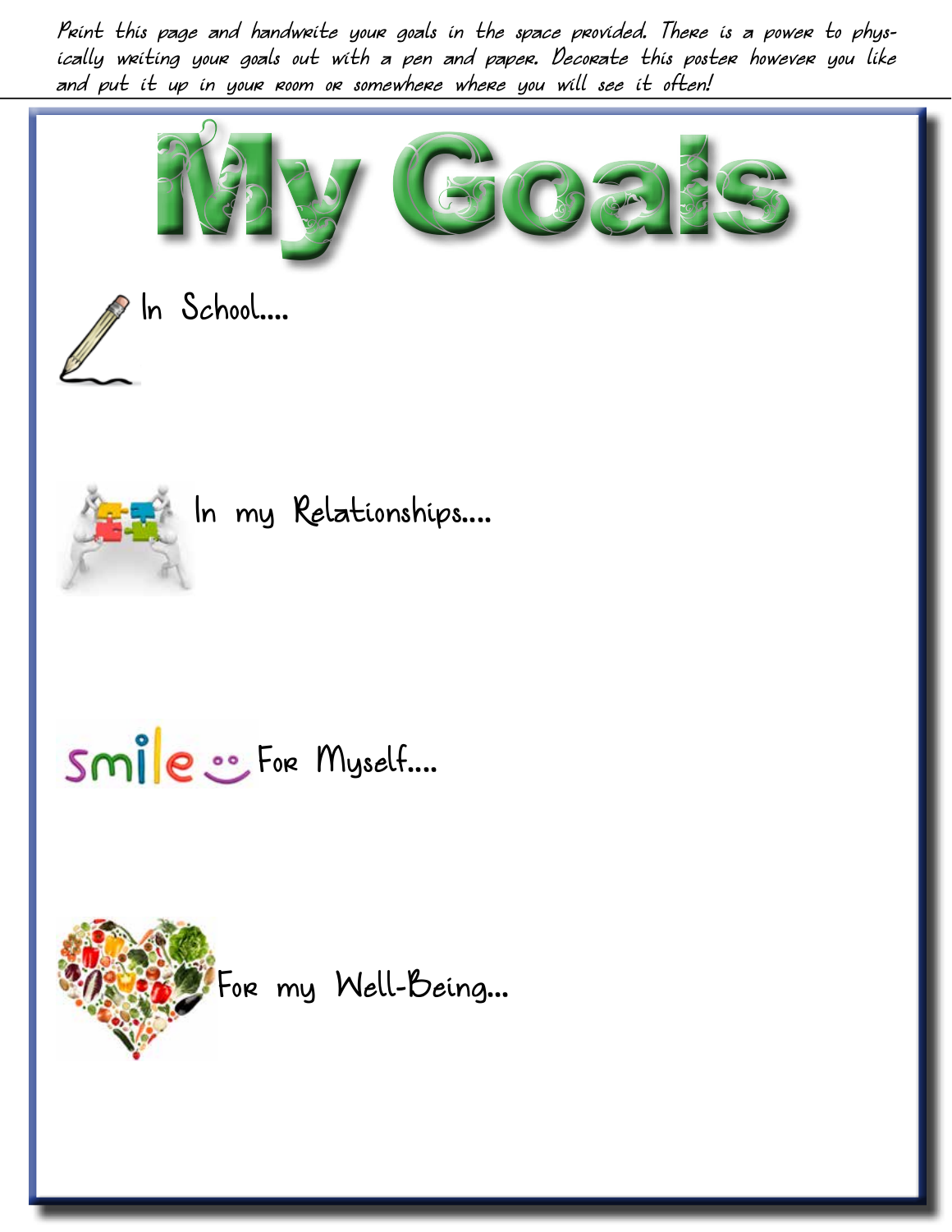*Print this page and handwrite your goals in the space provided. There is a power to physically writing your goals out with a pen and paper. Decorate this poster however you like and put it up in your room or somewhere where you will see it often!*

# My Goals

In School....

In my Relationships....

For Myself....

For my Well-Being...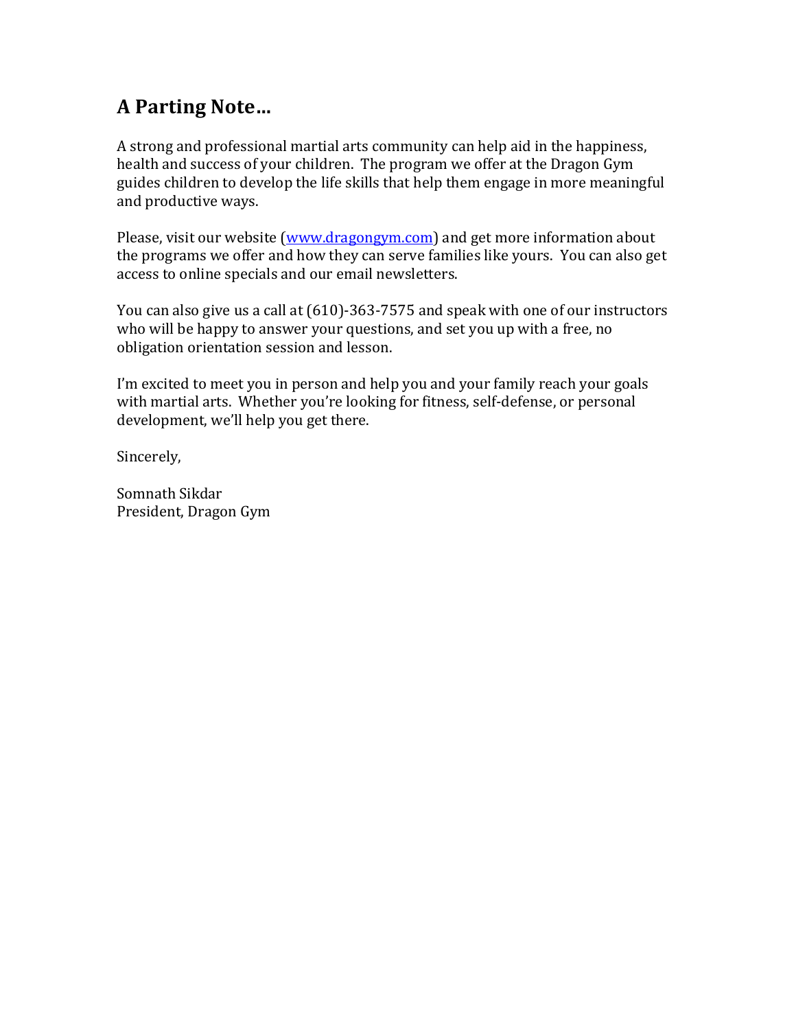## A Parting Note…

A strong and professional martial arts community can help aid in the happiness, health and success of your children. The program we offer at the Dragon Gym guides children to develop the life skills that help them engage in more meaningful and productive ways.

Please, visit our website ([www.dragongym.com](http://www.dragongym.com)) and get more information about the programs we offer and how they can serve families like yours. You can also get access to online specials and our email newsletters.

You can also give us a call at (610)-363-7575 and speak with one of our instructors who will be happy to answer your questions, and set you up with a free, no obligation orientation session and lesson.

I'm excited to meet you in person and help you and your family reach your goals with martial arts. Whether you're looking for fitness, self-defense, or personal development, we'll help you get there.

Sincerely,

Somnath Sikdar
President, Dragon Gym